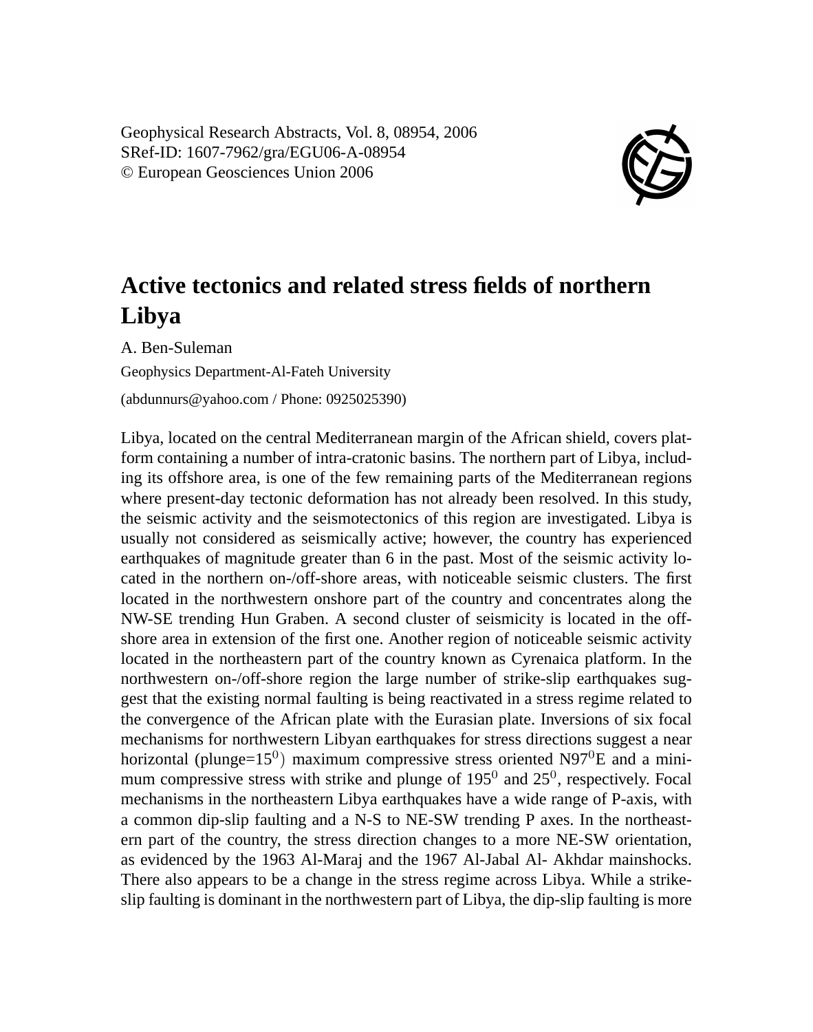Geophysical Research Abstracts, Vol. 8, 08954, 2006
SRef-ID: 1607-7962/gra/EGU06-A-08954
© European Geosciences Union 2006

# Active tectonics and related stress fields of northern Libya

A. Ben-Suleman

Geophysics Department-Al-Fateh University

(abdunnurs@yahoo.com / Phone: 0925025390)

Libya, located on the central Mediterranean margin of the African shield, covers platform containing a number of intra-cratonic basins. The northern part of Libya, including its offshore area, is one of the few remaining parts of the Mediterranean regions where present-day tectonic deformation has not already been resolved. In this study, the seismic activity and the seismotectonics of this region are investigated. Libya is usually not considered as seismically active; however, the country has experienced earthquakes of magnitude greater than 6 in the past. Most of the seismic activity located in the northern on-/off-shore areas, with noticeable seismic clusters. The first located in the northwestern onshore part of the country and concentrates along the NW-SE trending Hun Graben. A second cluster of seismicity is located in the offshore area in extension of the first one. Another region of noticeable seismic activity located in the northeastern part of the country known as Cyrenaica platform. In the northwestern on-/off-shore region the large number of strike-slip earthquakes suggest that the existing normal faulting is being reactivated in a stress regime related to the convergence of the African plate with the Eurasian plate. Inversions of six focal mechanisms for northwestern Libyan earthquakes for stress directions suggest a near horizontal (plunge=$15^0$) maximum compressive stress oriented N$97^0$E and a minimum compressive stress with strike and plunge of $195^0$ and $25^0$, respectively. Focal mechanisms in the northeastern Libya earthquakes have a wide range of P-axis, with a common dip-slip faulting and a N-S to NE-SW trending P axes. In the northeastern part of the country, the stress direction changes to a more NE-SW orientation, as evidenced by the 1963 Al-Maraj and the 1967 Al-Jabal Al- Akhdar mainshocks. There also appears to be a change in the stress regime across Libya. While a strike-slip faulting is dominant in the northwestern part of Libya, the dip-slip faulting is more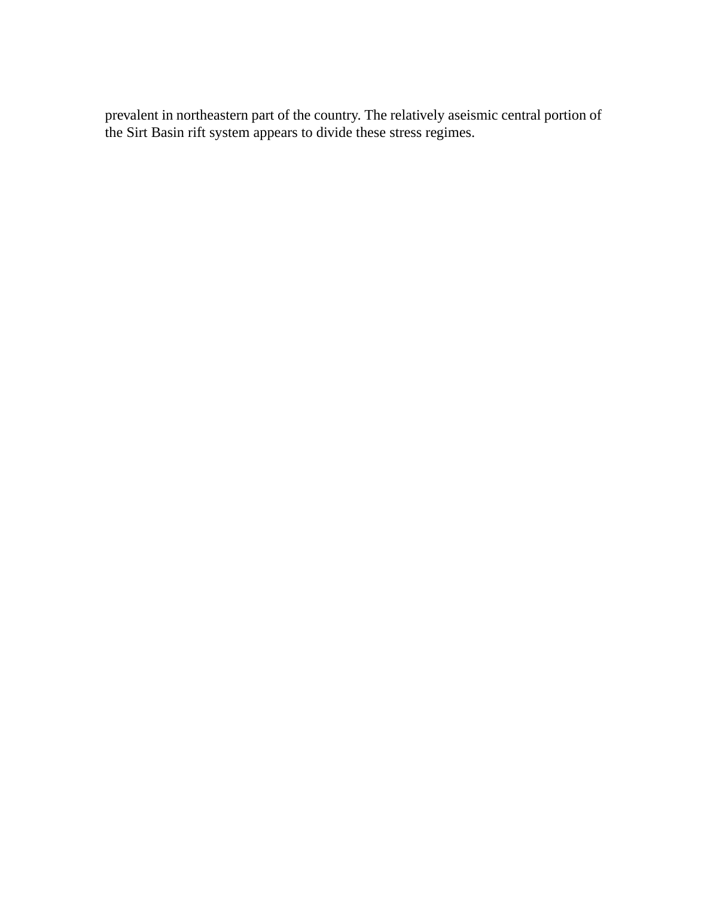prevalent in northeastern part of the country. The relatively aseismic central portion of the Sirt Basin rift system appears to divide these stress regimes.